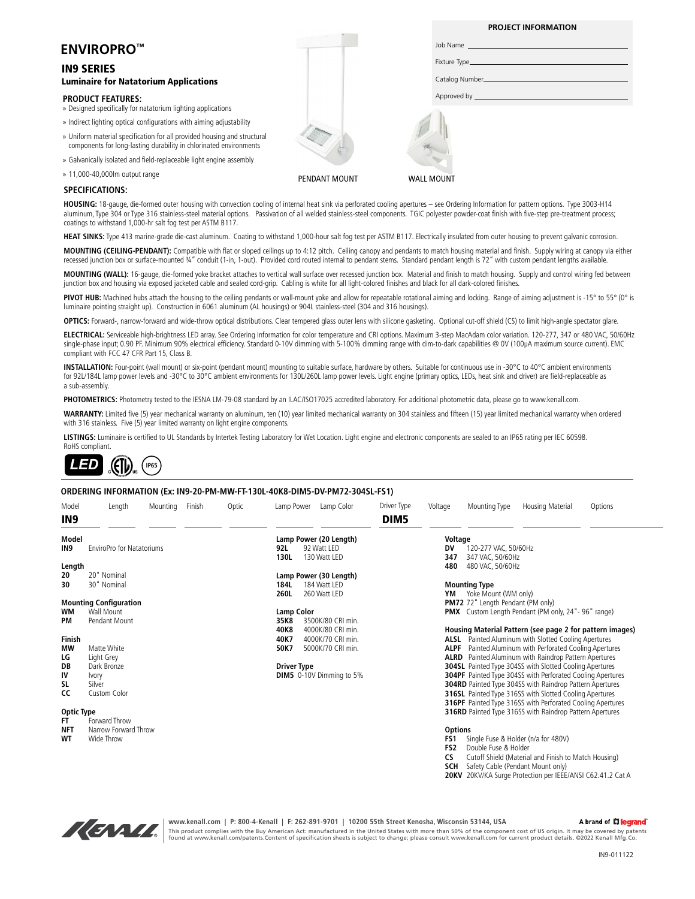# ENVIROPRO™

## IN9 SERIES

### Luminaire for Natatorium Applications

**PROJECT INFORMATION**

Job Name ______________________

Fixture Type ______________________

Catalog Number ______________________

Approved by ______________________

**PRODUCT FEATURES:**

- Designed specifically for natatorium lighting applications
- Indirect lighting optical configurations with aiming adjustability
- Uniform material specification for all provided housing and structural components for long-lasting durability in chlorinated environments
- Galvanically isolated and field-replaceable light engine assembly
- 11,000-40,000lm output range

PENDANT MOUNT    WALL MOUNT

**SPECIFICATIONS:**

**HOUSING:** 18-gauge, die-formed outer housing with convection cooling of internal heat sink via perforated cooling apertures – see Ordering Information for pattern options. Type 3003-H14 aluminum, Type 304 or Type 316 stainless-steel material options. Passivation of all welded stainless-steel components. TGIC polyester powder-coat finish with five-step pre-treatment process; coatings to withstand 1,000-hr salt fog test per ASTM B117.

**HEAT SINKS:** Type 413 marine-grade die-cast aluminum. Coating to withstand 1,000-hour salt fog test per ASTM B117. Electrically insulated from outer housing to prevent galvanic corrosion.

**MOUNTING (CEILING-PENDANT):** Compatible with flat or sloped ceilings up to 4:12 pitch. Ceiling canopy and pendants to match housing material and finish. Supply wiring at canopy via either recessed junction box or surface-mounted ¾" conduit (1-in, 1-out). Provided cord routed internal to pendant stems. Standard pendant length is 72" with custom pendant lengths available.

**MOUNTING (WALL):** 16-gauge, die-formed yoke bracket attaches to vertical wall surface over recessed junction box. Material and finish to match housing. Supply and control wiring fed between junction box and housing via exposed jacketed cable and sealed cord-grip. Cabling is white for all light-colored finishes and black for all dark-colored finishes.

**PIVOT HUB:** Machined hubs attach the housing to the ceiling pendants or wall-mount yoke and allow for repeatable rotational aiming and locking. Range of aiming adjustment is -15° to 55° (0° is luminaire pointing straight up). Construction in 6061 aluminum (AL housings) or 904L stainless-steel (304 and 316 housings).

**OPTICS:** Forward-, narrow-forward and wide-throw optical distributions. Clear tempered glass outer lens with silicone gasketing. Optional cut-off shield (CS) to limit high-angle spectator glare.

**ELECTRICAL:** Serviceable high-brightness LED array. See Ordering Information for color temperature and CRI options. Maximum 3-step MacAdam color variation. 120-277, 347 or 480 VAC, 50/60Hz single-phase input; 0.90 PF. Minimum 90% electrical efficiency. Standard 0-10V dimming with 5-100% dimming range with dim-to-dark capabilities @ 0V (100μA maximum source current). EMC compliant with FCC 47 CFR Part 15, Class B.

**INSTALLATION:** Four-point (wall mount) or six-point (pendant mount) mounting to suitable surface, hardware by others. Suitable for continuous use in -30°C to 40°C ambient environments for 92L/184L lamp power levels and -30°C to 30°C ambient environments for 130L/260L lamp power levels. Light engine (primary optics, LEDs, heat sink and driver) are field-replaceable as a sub-assembly.

**PHOTOMETRICS:** Photometry tested to the IESNA LM-79-08 standard by an ILAC/ISO17025 accredited laboratory. For additional photometric data, please go to www.kenall.com.

**WARRANTY:** Limited five (5) year mechanical warranty on aluminum, ten (10) year limited mechanical warranty on 304 stainless and fifteen (15) year limited mechanical warranty when ordered with 316 stainless. Five (5) year limited warranty on light engine components.

**LISTINGS:** Luminaire is certified to UL Standards by Intertek Testing Laboratory for Wet Location. Light engine and electronic components are sealed to an IP65 rating per IEC 60598. RoHS compliant.

LED   ETL   IP65

### ORDERING INFORMATION (Ex: IN9-20-PM-MW-FT-130L-40K8-DIM5-DV-PM72-304SL-FS1)

| Model | Length | Mounting | Finish | Optic | Lamp Power | Lamp Color | Driver Type | Voltage | Mounting Type | Housing Material | Options |
|---|---|---|---|---|---|---|---|---|---|---|---|
| IN9 | | | | | | | DIM5 | | | | |

**Model**
- **IN9** EnviroPro for Natatoriums

**Length**
- **20** 20" Nominal
- **30** 30" Nominal

**Mounting Configuration**
- **WM** Wall Mount
- **PM** Pendant Mount

**Finish**
- **MW** Matte White
- **LG** Light Grey
- **DB** Dark Bronze
- **IV** Ivory
- **SL** Silver
- **CC** Custom Color

**Optic Type**
- **FT** Forward Throw
- **NFT** Narrow Forward Throw
- **WT** Wide Throw

**Lamp Power (20 Length)**
- **92L** 92 Watt LED
- **130L** 130 Watt LED

**Lamp Power (30 Length)**
- **184L** 184 Watt LED
- **260L** 260 Watt LED

**Lamp Color**
- **35K8** 3500K/80 CRI min.
- **40K8** 4000K/80 CRI min.
- **40K7** 4000K/70 CRI min.
- **50K7** 5000K/70 CRI min.

**Driver Type**
- **DIM5** 0-10V Dimming to 5%

**Voltage**
- **DV** 120-277 VAC, 50/60Hz
- **347** 347 VAC, 50/60Hz
- **480** 480 VAC, 50/60Hz

**Mounting Type**
- **YM** Yoke Mount (WM only)
- **PM72** 72" Length Pendant (PM only)
- **PMX** Custom Length Pendant (PM only, 24"- 96" range)

**Housing Material Pattern (see page 2 for pattern images)**
- **ALSL** Painted Aluminum with Slotted Cooling Apertures
- **ALPF** Painted Aluminum with Perforated Cooling Apertures
- **ALRD** Painted Aluminum with Raindrop Pattern Apertures
- **304SL** Painted Type 304SS with Slotted Cooling Apertures
- **304PF** Painted Type 304SS with Perforated Cooling Apertures
- **304RD** Painted Type 304SS with Raindrop Pattern Apertures
- **316SL** Painted Type 316SS with Slotted Cooling Apertures
- **316PF** Painted Type 316SS with Perforated Cooling Apertures
- **316RD** Painted Type 316SS with Raindrop Pattern Apertures

**Options**
- **FS1** Single Fuse & Holder (n/a for 480V)
- **FS2** Double Fuse & Holder
- **CS** Cutoff Shield (Material and Finish to Match Housing)
- **SCH** Safety Cable (Pendant Mount only)
- **20KV** 20KV/KA Surge Protection per IEEE/ANSI C62.41.2 Cat A

KENALL | www.kenall.com | P: 800-4-Kenall | F: 262-891-9701 | 10200 55th Street Kenosha, Wisconsin 53144, USA

A brand of legrand

This product complies with the Buy American Act: manufactured in the United States with more than 50% of the component cost of US origin. It may be covered by patents found at www.kenall.com/patents.Content of specification sheets is subject to change; please consult www.kenall.com for current product details. ©2022 Kenall Mfg.Co.

IN9-011122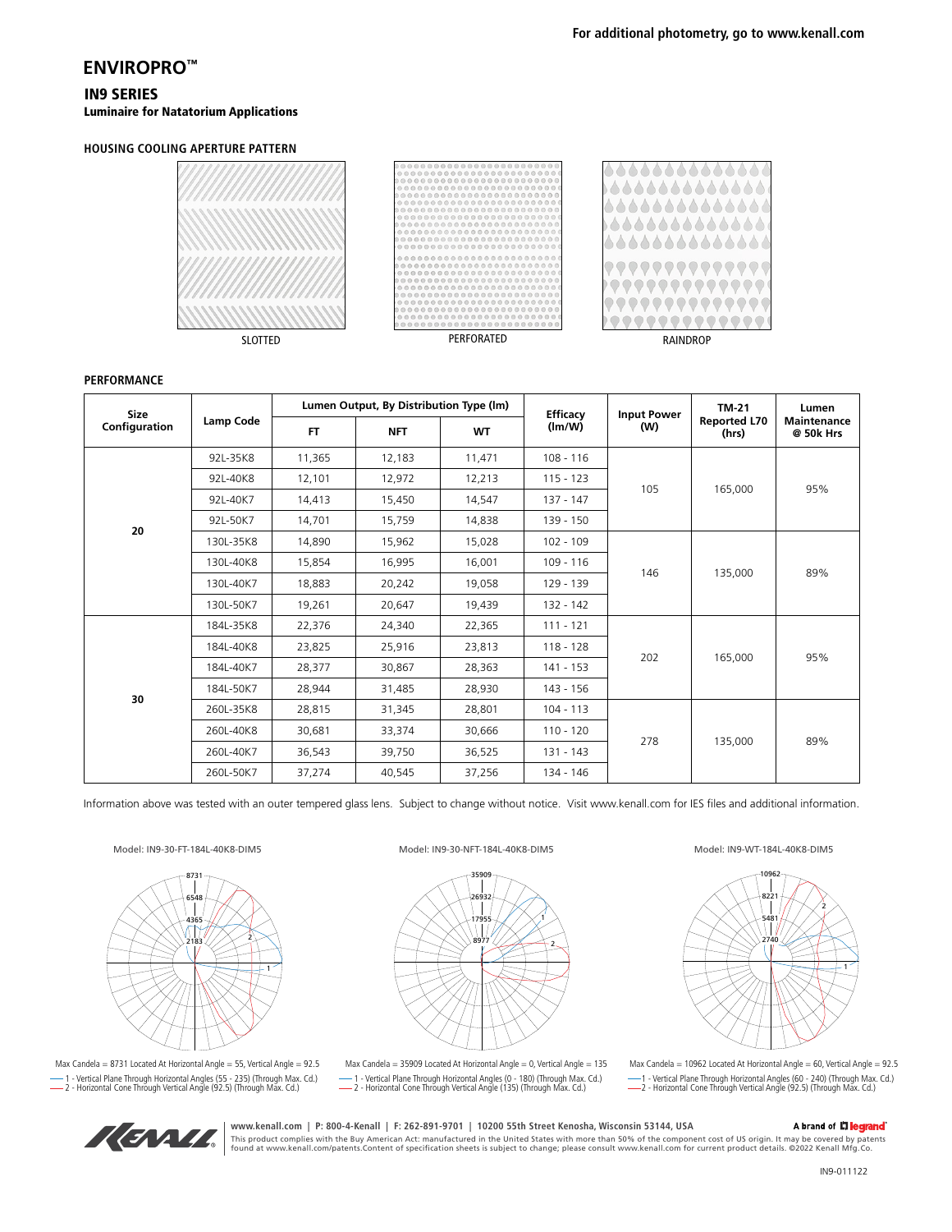For additional photometry, go to www.kenall.com

# ENVIROPRO™

## IN9 SERIES

**Luminaire for Natatorium Applications**

### HOUSING COOLING APERTURE PATTERN

SLOTTED

PERFORATED

RAINDROP

### PERFORMANCE

| Size Configuration | Lamp Code | Lumen Output, By Distribution Type (lm) | | | Efficacy (lm/W) | Input Power (W) | TM-21 Reported L70 (hrs) | Lumen Maintenance @ 50k Hrs |
|---|---|---|---|---|---|---|---|---|
| | | FT | NFT | WT | | | | |
| 20 | 92L-35K8 | 11,365 | 12,183 | 11,471 | 108 - 116 | 105 | 165,000 | 95% |
| | 92L-40K8 | 12,101 | 12,972 | 12,213 | 115 - 123 | | | |
| | 92L-40K7 | 14,413 | 15,450 | 14,547 | 137 - 147 | | | |
| | 92L-50K7 | 14,701 | 15,759 | 14,838 | 139 - 150 | | | |
| | 130L-35K8 | 14,890 | 15,962 | 15,028 | 102 - 109 | 146 | 135,000 | 89% |
| | 130L-40K8 | 15,854 | 16,995 | 16,001 | 109 - 116 | | | |
| | 130L-40K7 | 18,883 | 20,242 | 19,058 | 129 - 139 | | | |
| | 130L-50K7 | 19,261 | 20,647 | 19,439 | 132 - 142 | | | |
| 30 | 184L-35K8 | 22,376 | 24,340 | 22,365 | 111 - 121 | 202 | 165,000 | 95% |
| | 184L-40K8 | 23,825 | 25,916 | 23,813 | 118 - 128 | | | |
| | 184L-40K7 | 28,377 | 30,867 | 28,363 | 141 - 153 | | | |
| | 184L-50K7 | 28,944 | 31,485 | 28,930 | 143 - 156 | | | |
| | 260L-35K8 | 28,815 | 31,345 | 28,801 | 104 - 113 | 278 | 135,000 | 89% |
| | 260L-40K8 | 30,681 | 33,374 | 30,666 | 110 - 120 | | | |
| | 260L-40K7 | 36,543 | 39,750 | 36,525 | 131 - 143 | | | |
| | 260L-50K7 | 37,274 | 40,545 | 37,256 | 134 - 146 | | | |

Information above was tested with an outer tempered glass lens. Subject to change without notice. Visit www.kenall.com for IES files and additional information.

Model: IN9-30-FT-184L-40K8-DIM5

Max Candela = 8731 Located At Horizontal Angle = 55, Vertical Angle = 92.5
1 - Vertical Plane Through Horizontal Angles (55 - 235) (Through Max. Cd.)
2 - Horizontal Cone Through Vertical Angle (92.5) (Through Max. Cd.)

Model: IN9-30-NFT-184L-40K8-DIM5

Max Candela = 35909 Located At Horizontal Angle = 0, Vertical Angle = 135
1 - Vertical Plane Through Horizontal Angles (0 - 180) (Through Max. Cd.)
2 - Horizontal Cone Through Vertical Angle (135) (Through Max. Cd.)

Model: IN9-WT-184L-40K8-DIM5

Max Candela = 10962 Located At Horizontal Angle = 60, Vertical Angle = 92.5
1 - Vertical Plane Through Horizontal Angles (60 - 240) (Through Max. Cd.)
2 - Horizontal Cone Through Vertical Angle (92.5) (Through Max. Cd.)

www.kenall.com | P: 800-4-Kenall | F: 262-891-9701 | 10200 55th Street Kenosha, Wisconsin 53144, USA

A brand of legrand

This product complies with the Buy American Act: manufactured in the United States with more than 50% of the component cost of US origin. It may be covered by patents found at www.kenall.com/patents.Content of specification sheets is subject to change; please consult www.kenall.com for current product details. ©2022 Kenall Mfg.Co.

IN9-011122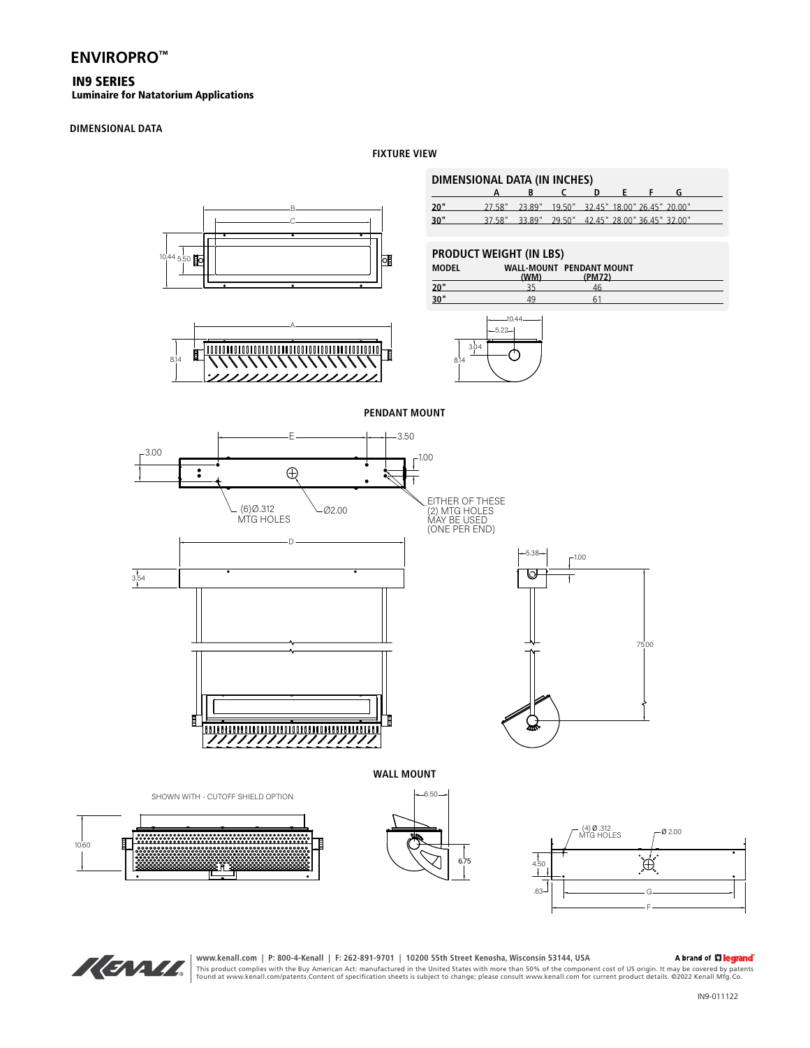# ENVIROPRO™

## IN9 SERIES

**Luminaire for Natatorium Applications**

### DIMENSIONAL DATA

#### FIXTURE VIEW

**DIMENSIONAL DATA (IN INCHES)**

| | A | B | C | D | E | F | G |
|---|---|---|---|---|---|---|---|
| 20" | 27.58" | 23.89" | 19.50" | 32.45" | 18.00" | 26.45" | 20.00" |
| 30" | 37.58" | 33.89" | 29.50" | 42.45" | 28.00" | 36.45" | 32.00" |

**PRODUCT WEIGHT (IN LBS)**

| MODEL | WALL-MOUNT (WM) | PENDANT MOUNT (PM72) |
|---|---|---|
| 20" | 35 | 46 |
| 30" | 49 | 61 |

B
C
10.44
5.50
A
8.14
10.44
5.22
3.04
8.14

#### PENDANT MOUNT

E
3.50
3.00
1.00
(6)Ø.312 MTG HOLES
Ø2.00
EITHER OF THESE (2) MTG HOLES MAY BE USED (ONE PER END)
D
3.54
5.38
1.00
75.00

#### WALL MOUNT

SHOWN WITH - CUTOFF SHIELD OPTION
10.60
6.50
6.75
(4) Ø .312 MTG HOLES
Ø 2.00
4.50
.63
G
F

**www.kenall.com | P: 800-4-Kenall | F: 262-891-9701 | 10200 55th Street Kenosha, Wisconsin 53144, USA**

A brand of legrand

This product complies with the Buy American Act: manufactured in the United States with more than 50% of the component cost of US origin. It may be covered by patents found at www.kenall.com/patents.Content of specification sheets is subject to change; please consult www.kenall.com for current product details. ©2022 Kenall Mfg.Co.

IN9-011122